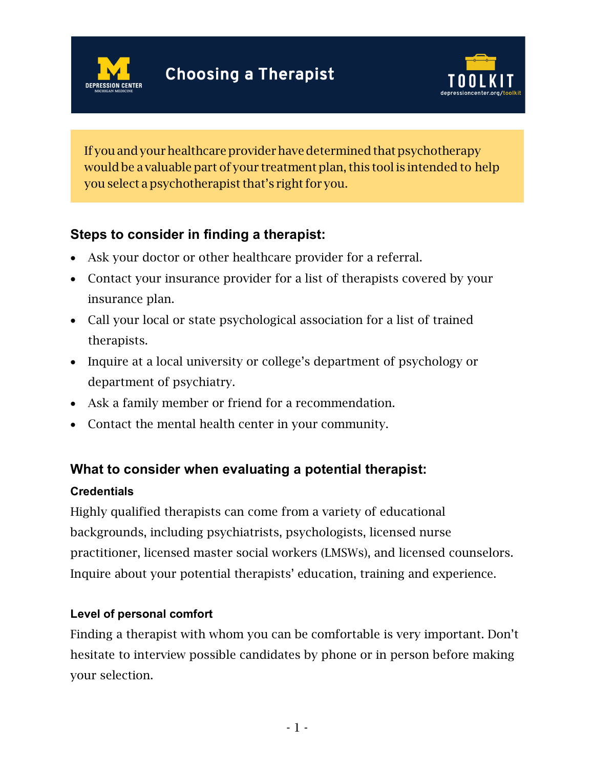# Choosing a Therapist

DEPRESSION CENTER
MICHIGAN MEDICINE

TOOLKIT
depressioncenter.org/toolkit

If you and your healthcare provider have determined that psychotherapy would be a valuable part of your treatment plan, this tool is intended to help you select a psychotherapist that's right for you.

## Steps to consider in finding a therapist:

- Ask your doctor or other healthcare provider for a referral.
- Contact your insurance provider for a list of therapists covered by your insurance plan.
- Call your local or state psychological association for a list of trained therapists.
- Inquire at a local university or college's department of psychology or department of psychiatry.
- Ask a family member or friend for a recommendation.
- Contact the mental health center in your community.

## What to consider when evaluating a potential therapist:

### Credentials

Highly qualified therapists can come from a variety of educational backgrounds, including psychiatrists, psychologists, licensed nurse practitioner, licensed master social workers (LMSWs), and licensed counselors. Inquire about your potential therapists' education, training and experience.

### Level of personal comfort

Finding a therapist with whom you can be comfortable is very important. Don't hesitate to interview possible candidates by phone or in person before making your selection.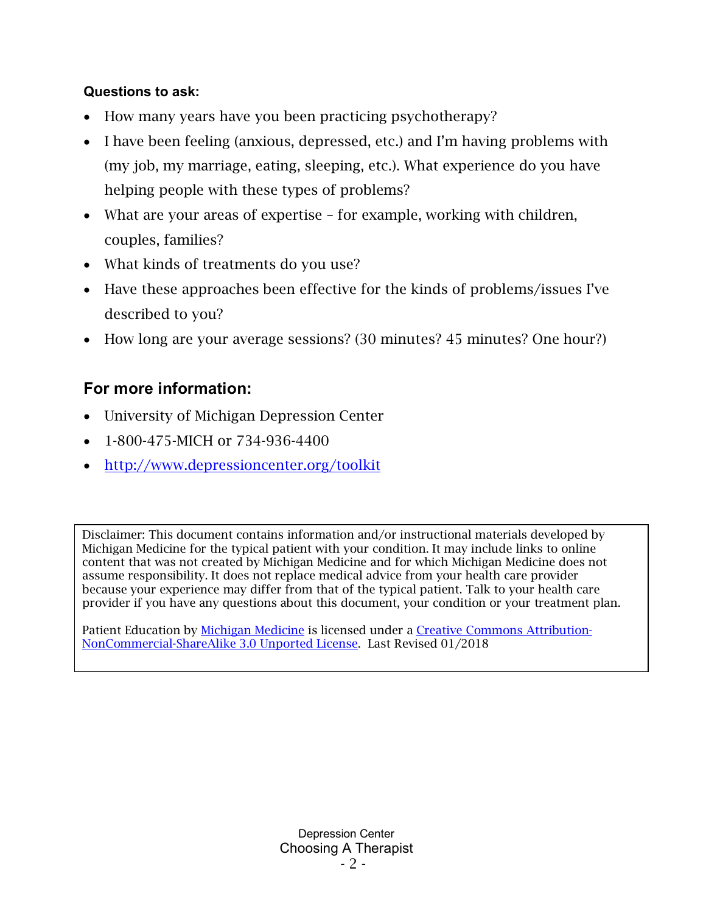**Questions to ask:**

- How many years have you been practicing psychotherapy?
- I have been feeling (anxious, depressed, etc.) and I'm having problems with (my job, my marriage, eating, sleeping, etc.). What experience do you have helping people with these types of problems?
- What are your areas of expertise – for example, working with children, couples, families?
- What kinds of treatments do you use?
- Have these approaches been effective for the kinds of problems/issues I've described to you?
- How long are your average sessions? (30 minutes? 45 minutes? One hour?)

## For more information:

- University of Michigan Depression Center
- 1-800-475-MICH or 734-936-4400
- [http://www.depressioncenter.org/toolkit](http://www.depressioncenter.org/toolkit)

Disclaimer: This document contains information and/or instructional materials developed by Michigan Medicine for the typical patient with your condition. It may include links to online content that was not created by Michigan Medicine and for which Michigan Medicine does not assume responsibility. It does not replace medical advice from your health care provider because your experience may differ from that of the typical patient. Talk to your health care provider if you have any questions about this document, your condition or your treatment plan.

Patient Education by Michigan Medicine is licensed under a Creative Commons Attribution-NonCommercial-ShareAlike 3.0 Unported License. Last Revised 01/2018